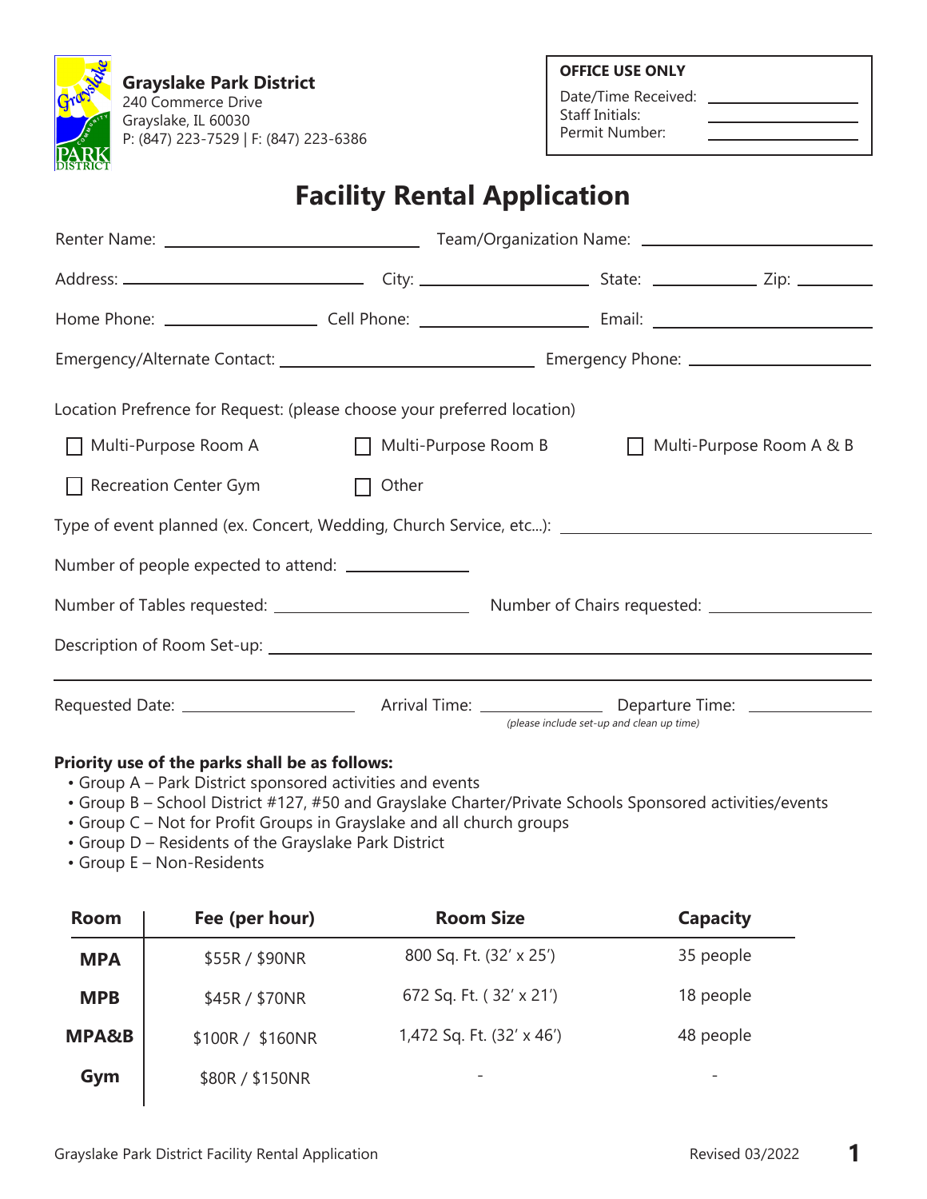**Grayslake Park District**
240 Commerce Drive
Grayslake, IL 60030
P: (847) 223-7529 | F: (847) 223-6386

**OFFICE USE ONLY**

Date/Time Received: ___________
Staff Initials: ___________
Permit Number: ___________

# Facility Rental Application

Renter Name: ___________ Team/Organization Name: ___________

Address: ___________ City: ___________ State: ___________ Zip: ___________

Home Phone: ___________ Cell Phone: ___________ Email: ___________

Emergency/Alternate Contact: ___________ Emergency Phone: ___________

Location Prefrence for Request: (please choose your preferred location)

☐ Multi-Purpose Room A ☐ Multi-Purpose Room B ☐ Multi-Purpose Room A & B

☐ Recreation Center Gym ☐ Other

Type of event planned (ex. Concert, Wedding, Church Service, etc...): ___________

Number of people expected to attend: ___________

Number of Tables requested: ___________ Number of Chairs requested: ___________

Description of Room Set-up: ___________

___________

Requested Date: ___________ Arrival Time: ___________ Departure Time: ___________
*(please include set-up and clean up time)*

**Priority use of the parks shall be as follows:**

- Group A – Park District sponsored activities and events
- Group B – School District #127, #50 and Grayslake Charter/Private Schools Sponsored activities/events
- Group C – Not for Profit Groups in Grayslake and all church groups
- Group D – Residents of the Grayslake Park District
- Group E – Non-Residents

| Room | Fee (per hour) | Room Size | Capacity |
|---|---|---|---|
| **MPA** | $55R / $90NR | 800 Sq. Ft. (32' x 25') | 35 people |
| **MPB** | $45R / $70NR | 672 Sq. Ft. ( 32' x 21') | 18 people |
| **MPA&B** | $100R / $160NR | 1,472 Sq. Ft. (32' x 46') | 48 people |
| **Gym** | $80R / $150NR | - | - |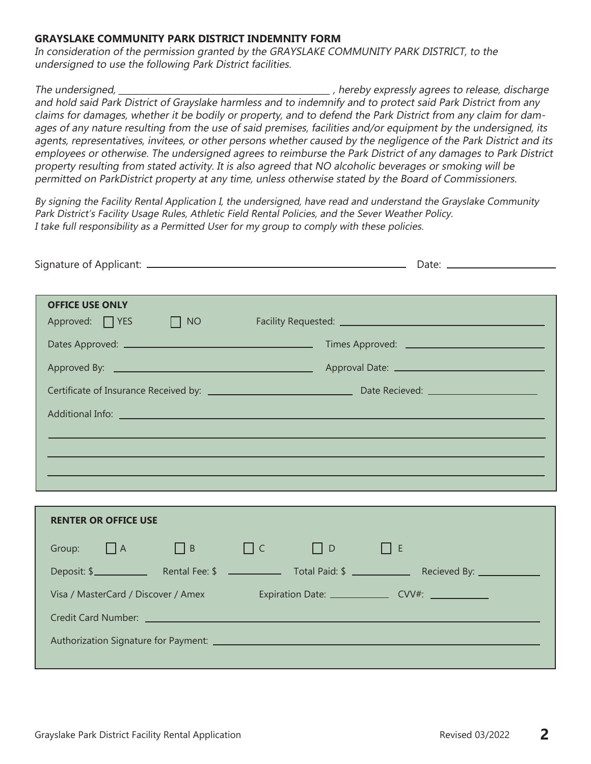**GRAYSLAKE COMMUNITY PARK DISTRICT INDEMNITY FORM**

*In consideration of the permission granted by the GRAYSLAKE COMMUNITY PARK DISTRICT, to the undersigned to use the following Park District facilities.*

*The undersigned, ______________________________________ , hereby expressly agrees to release, discharge and hold said Park District of Grayslake harmless and to indemnify and to protect said Park District from any claims for damages, whether it be bodily or property, and to defend the Park District from any claim for damages of any nature resulting from the use of said premises, facilities and/or equipment by the undersigned, its agents, representatives, invitees, or other persons whether caused by the negligence of the Park District and its employees or otherwise. The undersigned agrees to reimburse the Park District of any damages to Park District property resulting from stated activity. It is also agreed that NO alcoholic beverages or smoking will be permitted on ParkDistrict property at any time, unless otherwise stated by the Board of Commissioners.*

*By signing the Facility Rental Application I, the undersigned, have read and understand the Grayslake Community Park District's Facility Usage Rules, Athletic Field Rental Policies, and the Sever Weather Policy. I take full responsibility as a Permitted User for my group to comply with these policies.*

Signature of Applicant: ______________________________ Date: ______________

**OFFICE USE ONLY**

Approved: ☐ YES ☐ NO Facility Requested: ______________________________

Dates Approved: ______________________________ Times Approved: ______________________________

Approved By: ______________________________ Approval Date: ______________________________

Certificate of Insurance Received by: ______________________________ Date Recieved: ______________

Additional Info: ______________________________

______________________________

______________________________

______________________________

**RENTER OR OFFICE USE**

Group: ☐ A ☐ B ☐ C ☐ D ☐ E

Deposit: $__________ Rental Fee: $ __________ Total Paid: $ __________ Recieved By: __________

Visa / MasterCard / Discover / Amex Expiration Date: __________ CVV#: __________

Credit Card Number: ______________________________

Authorization Signature for Payment: ______________________________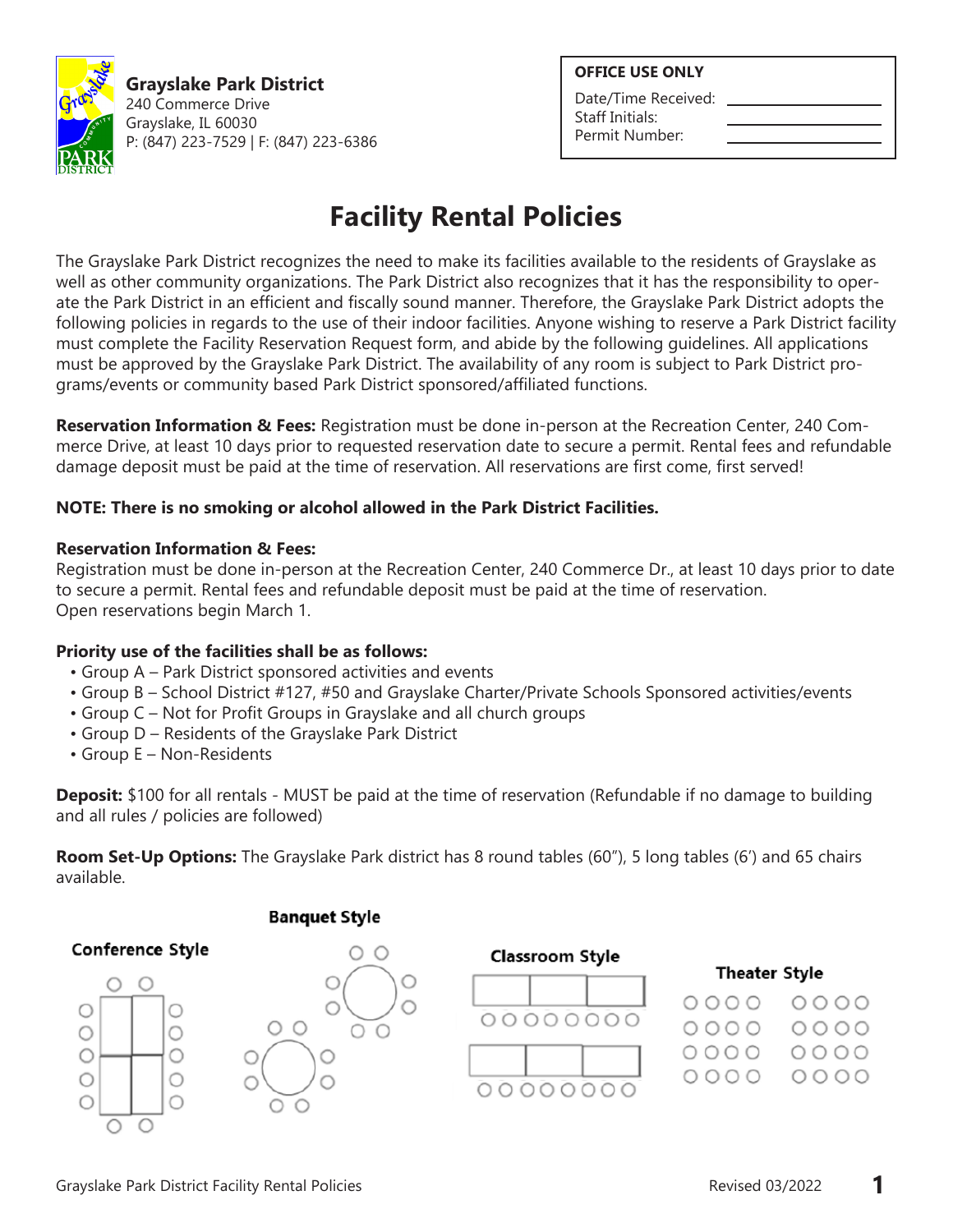**Grayslake Park District**
240 Commerce Drive
Grayslake, IL 60030
P: (847) 223-7529 | F: (847) 223-6386

| OFFICE USE ONLY | |
|---|---|
| Date/Time Received: | |
| Staff Initials: | |
| Permit Number: | |

# Facility Rental Policies

The Grayslake Park District recognizes the need to make its facilities available to the residents of Grayslake as well as other community organizations. The Park District also recognizes that it has the responsibility to operate the Park District in an efficient and fiscally sound manner. Therefore, the Grayslake Park District adopts the following policies in regards to the use of their indoor facilities. Anyone wishing to reserve a Park District facility must complete the Facility Reservation Request form, and abide by the following guidelines. All applications must be approved by the Grayslake Park District. The availability of any room is subject to Park District programs/events or community based Park District sponsored/affiliated functions.

**Reservation Information & Fees:** Registration must be done in-person at the Recreation Center, 240 Commerce Drive, at least 10 days prior to requested reservation date to secure a permit. Rental fees and refundable damage deposit must be paid at the time of reservation. All reservations are first come, first served!

**NOTE: There is no smoking or alcohol allowed in the Park District Facilities.**

**Reservation Information & Fees:**
Registration must be done in-person at the Recreation Center, 240 Commerce Dr., at least 10 days prior to date to secure a permit. Rental fees and refundable deposit must be paid at the time of reservation.
Open reservations begin March 1.

**Priority use of the facilities shall be as follows:**

- Group A – Park District sponsored activities and events
- Group B – School District #127, #50 and Grayslake Charter/Private Schools Sponsored activities/events
- Group C – Not for Profit Groups in Grayslake and all church groups
- Group D – Residents of the Grayslake Park District
- Group E – Non-Residents

**Deposit:** $100 for all rentals - MUST be paid at the time of reservation (Refundable if no damage to building and all rules / policies are followed)

**Room Set-Up Options:** The Grayslake Park district has 8 round tables (60”), 5 long tables (6’) and 65 chairs available.

Conference Style

Banquet Style

Classroom Style

Theater Style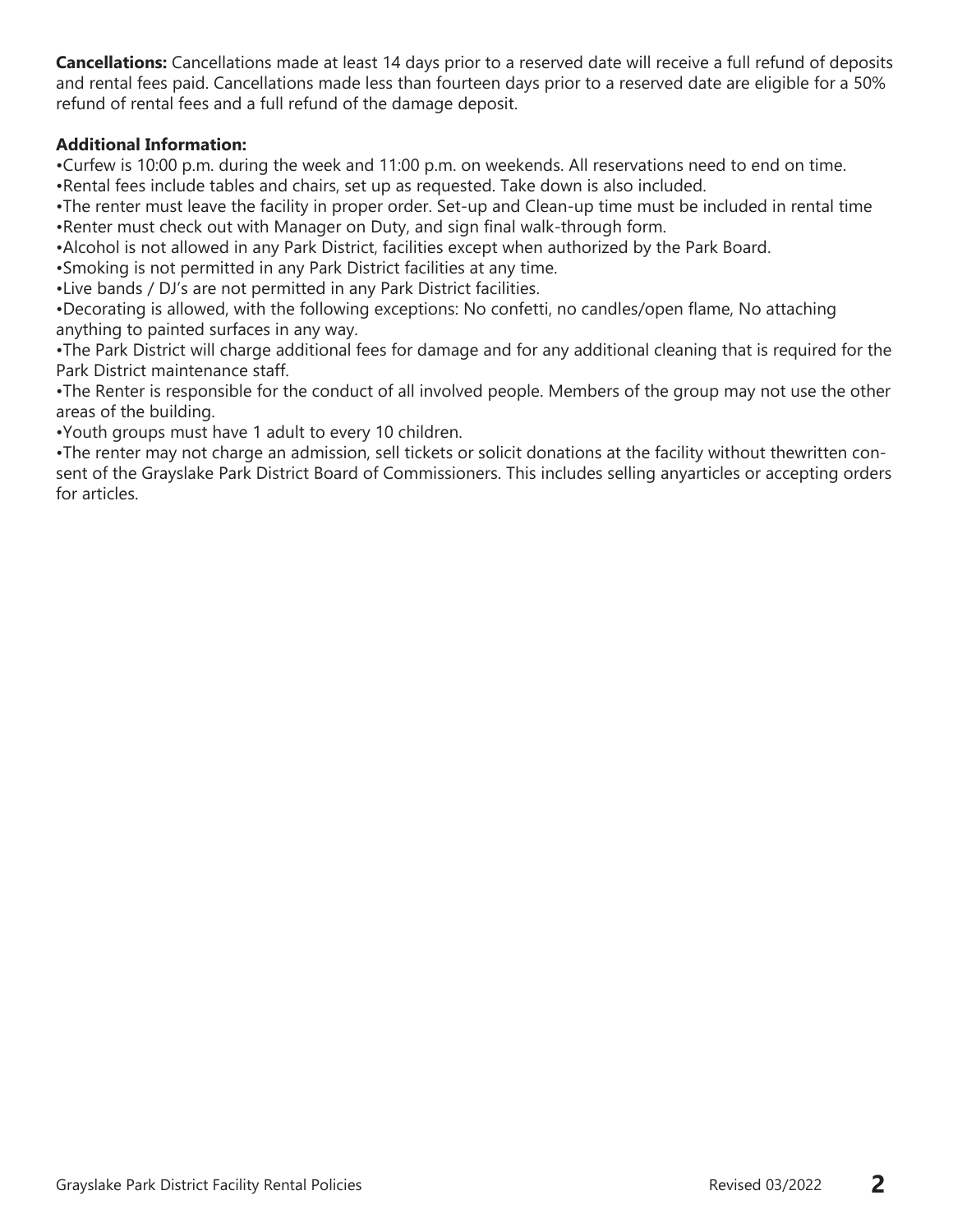**Cancellations:** Cancellations made at least 14 days prior to a reserved date will receive a full refund of deposits and rental fees paid. Cancellations made less than fourteen days prior to a reserved date are eligible for a 50% refund of rental fees and a full refund of the damage deposit.

**Additional Information:**

- Curfew is 10:00 p.m. during the week and 11:00 p.m. on weekends. All reservations need to end on time.
- Rental fees include tables and chairs, set up as requested. Take down is also included.
- The renter must leave the facility in proper order. Set-up and Clean-up time must be included in rental time
- Renter must check out with Manager on Duty, and sign final walk-through form.
- Alcohol is not allowed in any Park District, facilities except when authorized by the Park Board.
- Smoking is not permitted in any Park District facilities at any time.
- Live bands / DJ's are not permitted in any Park District facilities.
- Decorating is allowed, with the following exceptions: No confetti, no candles/open flame, No attaching anything to painted surfaces in any way.
- The Park District will charge additional fees for damage and for any additional cleaning that is required for the Park District maintenance staff.
- The Renter is responsible for the conduct of all involved people. Members of the group may not use the other areas of the building.
- Youth groups must have 1 adult to every 10 children.
- The renter may not charge an admission, sell tickets or solicit donations at the facility without thewritten consent of the Grayslake Park District Board of Commissioners. This includes selling anyarticles or accepting orders for articles.